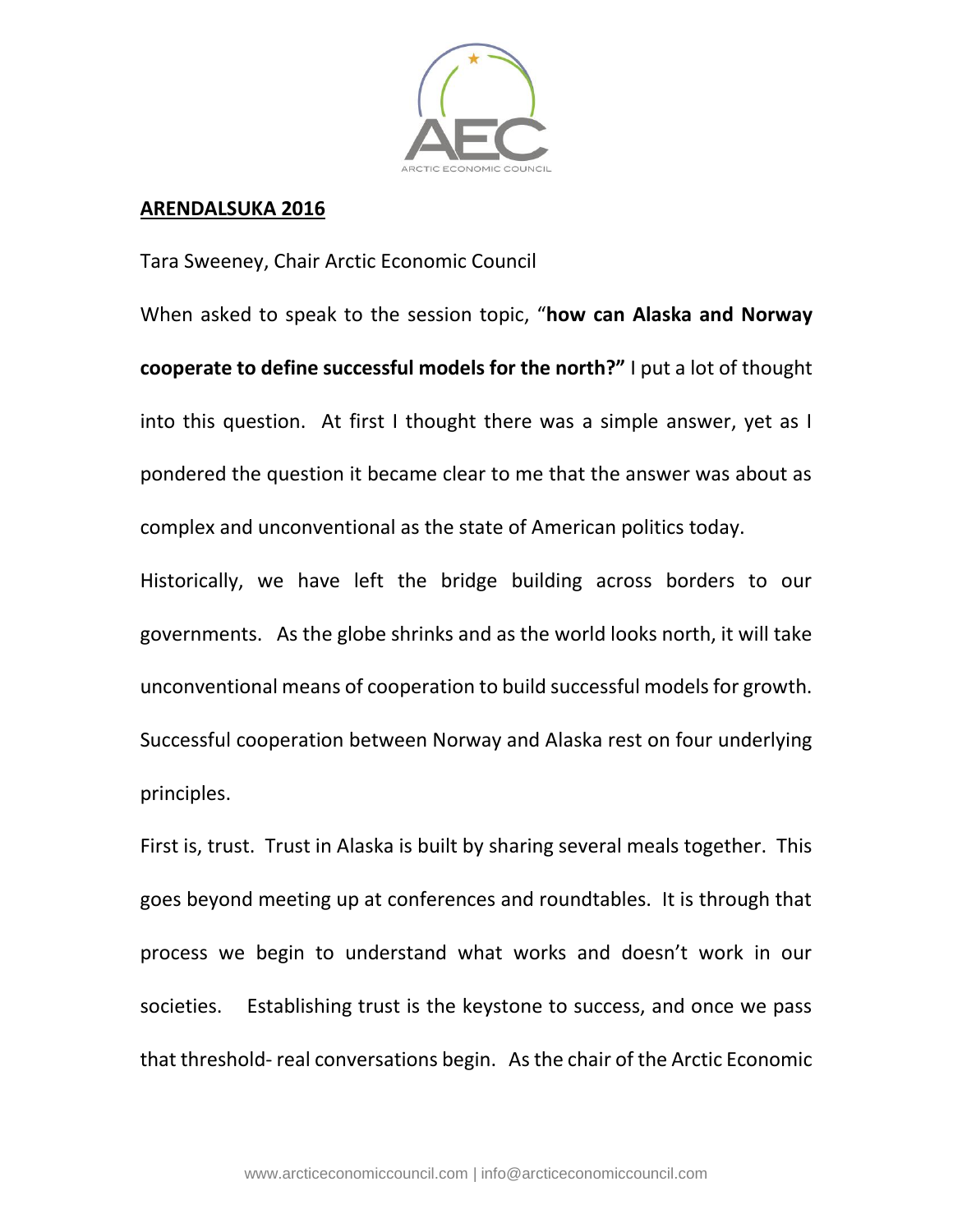**ARENDALSUKA 2016**

Tara Sweeney, Chair Arctic Economic Council

When asked to speak to the session topic, "**how can Alaska and Norway cooperate to define successful models for the north?"** I put a lot of thought into this question. At first I thought there was a simple answer, yet as I pondered the question it became clear to me that the answer was about as complex and unconventional as the state of American politics today.

Historically, we have left the bridge building across borders to our governments. As the globe shrinks and as the world looks north, it will take unconventional means of cooperation to build successful models for growth. Successful cooperation between Norway and Alaska rest on four underlying principles.

First is, trust. Trust in Alaska is built by sharing several meals together. This goes beyond meeting up at conferences and roundtables. It is through that process we begin to understand what works and doesn't work in our societies. Establishing trust is the keystone to success, and once we pass that threshold- real conversations begin. As the chair of the Arctic Economic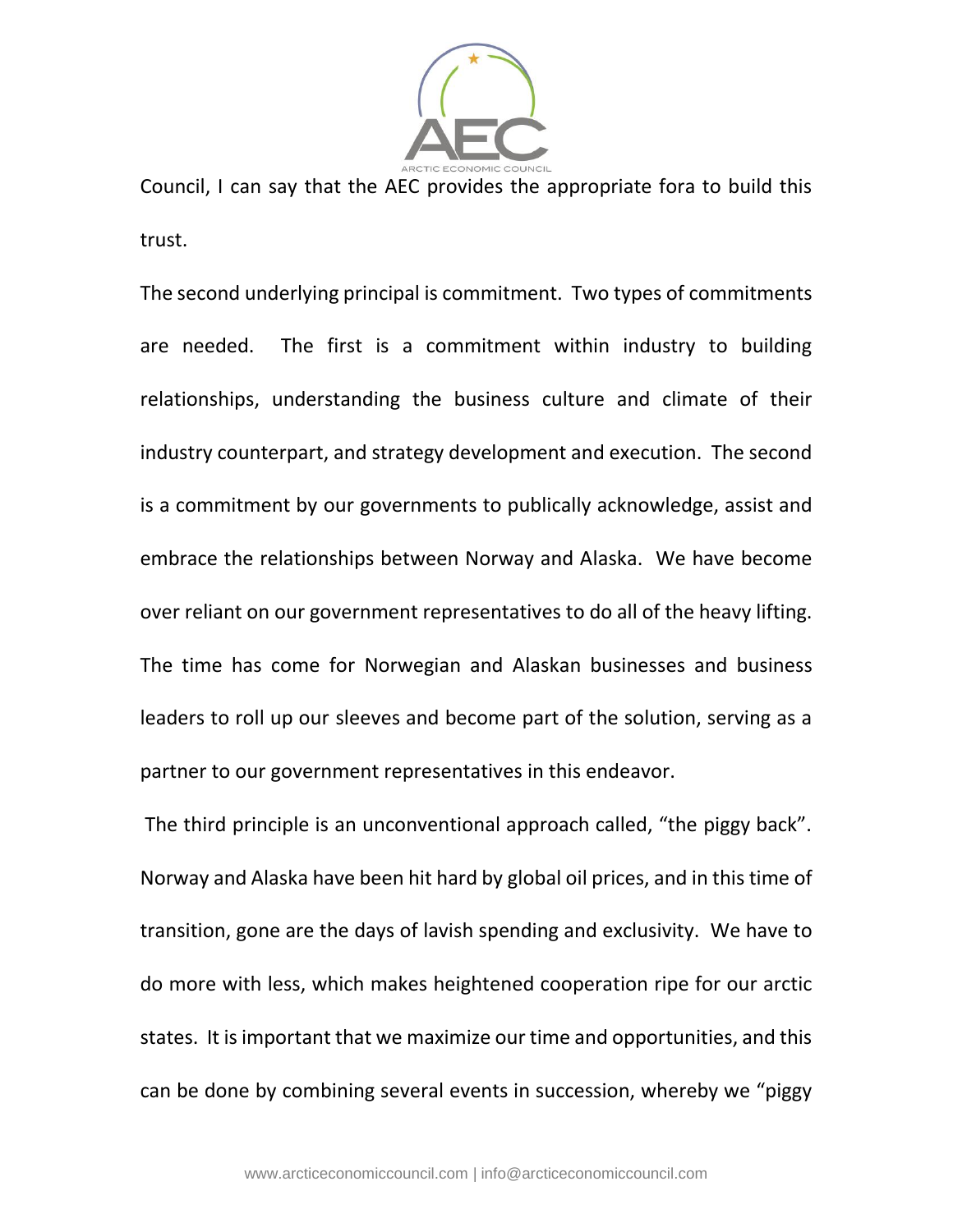Council, I can say that the AEC provides the appropriate fora to build this trust.

The second underlying principal is commitment. Two types of commitments are needed. The first is a commitment within industry to building relationships, understanding the business culture and climate of their industry counterpart, and strategy development and execution. The second is a commitment by our governments to publically acknowledge, assist and embrace the relationships between Norway and Alaska. We have become over reliant on our government representatives to do all of the heavy lifting. The time has come for Norwegian and Alaskan businesses and business leaders to roll up our sleeves and become part of the solution, serving as a partner to our government representatives in this endeavor.

The third principle is an unconventional approach called, "the piggy back". Norway and Alaska have been hit hard by global oil prices, and in this time of transition, gone are the days of lavish spending and exclusivity. We have to do more with less, which makes heightened cooperation ripe for our arctic states. It is important that we maximize our time and opportunities, and this can be done by combining several events in succession, whereby we "piggy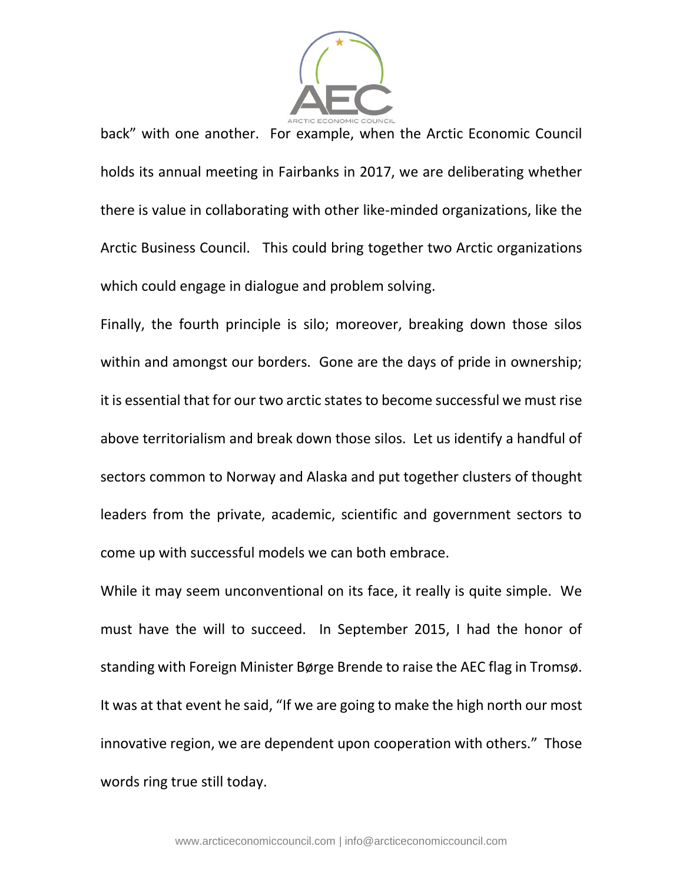back" with one another. For example, when the Arctic Economic Council holds its annual meeting in Fairbanks in 2017, we are deliberating whether there is value in collaborating with other like-minded organizations, like the Arctic Business Council. This could bring together two Arctic organizations which could engage in dialogue and problem solving.

Finally, the fourth principle is silo; moreover, breaking down those silos within and amongst our borders. Gone are the days of pride in ownership; it is essential that for our two arctic states to become successful we must rise above territorialism and break down those silos. Let us identify a handful of sectors common to Norway and Alaska and put together clusters of thought leaders from the private, academic, scientific and government sectors to come up with successful models we can both embrace.

While it may seem unconventional on its face, it really is quite simple. We must have the will to succeed. In September 2015, I had the honor of standing with Foreign Minister Børge Brende to raise the AEC flag in Tromsø. It was at that event he said, "If we are going to make the high north our most innovative region, we are dependent upon cooperation with others." Those words ring true still today.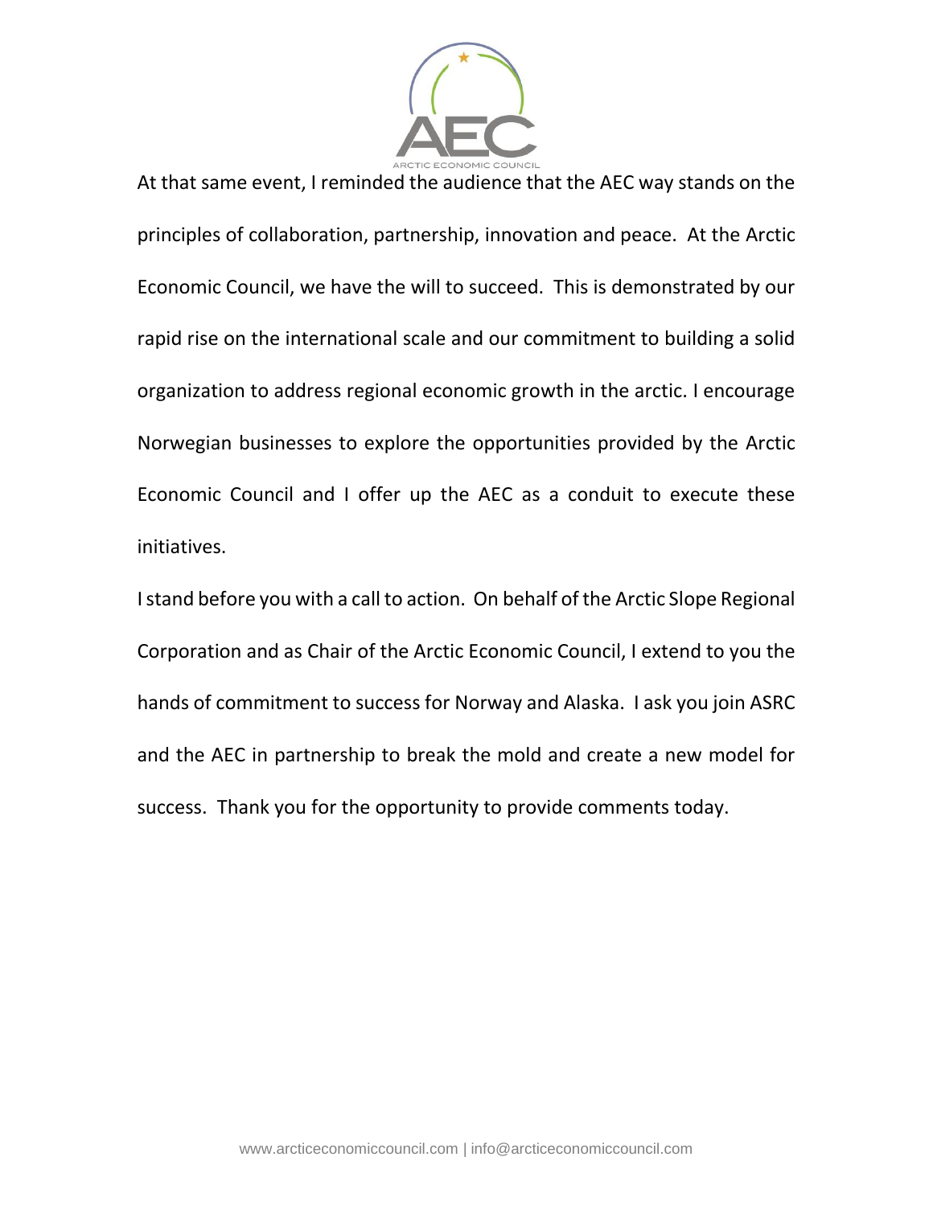At that same event, I reminded the audience that the AEC way stands on the principles of collaboration, partnership, innovation and peace. At the Arctic Economic Council, we have the will to succeed. This is demonstrated by our rapid rise on the international scale and our commitment to building a solid organization to address regional economic growth in the arctic. I encourage Norwegian businesses to explore the opportunities provided by the Arctic Economic Council and I offer up the AEC as a conduit to execute these initiatives.

I stand before you with a call to action. On behalf of the Arctic Slope Regional Corporation and as Chair of the Arctic Economic Council, I extend to you the hands of commitment to success for Norway and Alaska. I ask you join ASRC and the AEC in partnership to break the mold and create a new model for success. Thank you for the opportunity to provide comments today.